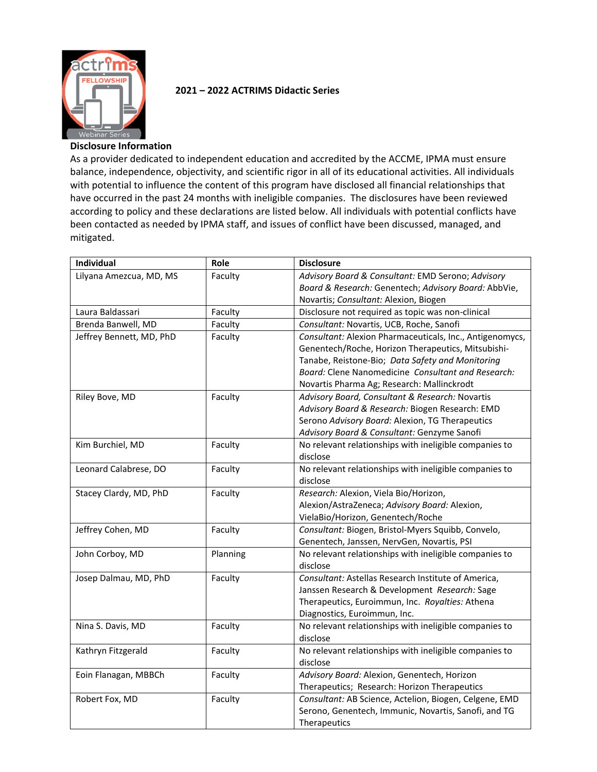## 2021 – 2022 ACTRIMS Didactic Series

**Disclosure Information**

As a provider dedicated to independent education and accredited by the ACCME, IPMA must ensure balance, independence, objectivity, and scientific rigor in all of its educational activities. All individuals with potential to influence the content of this program have disclosed all financial relationships that have occurred in the past 24 months with ineligible companies. The disclosures have been reviewed according to policy and these declarations are listed below. All individuals with potential conflicts have been contacted as needed by IPMA staff, and issues of conflict have been discussed, managed, and mitigated.

| Individual | Role | Disclosure |
|---|---|---|
| Lilyana Amezcua, MD, MS | Faculty | *Advisory Board & Consultant:* EMD Serono; *Advisory Board & Research:* Genentech; *Advisory Board:* AbbVie, Novartis; *Consultant:* Alexion, Biogen |
| Laura Baldassari | Faculty | Disclosure not required as topic was non-clinical |
| Brenda Banwell, MD | Faculty | *Consultant:* Novartis, UCB, Roche, Sanofi |
| Jeffrey Bennett, MD, PhD | Faculty | *Consultant:* Alexion Pharmaceuticals, Inc., Antigenomycs, Genentech/Roche, Horizon Therapeutics, Mitsubishi-Tanabe, Reistone-Bio; *Data Safety and Monitoring Board:* Clene Nanomedicine *Consultant and Research:* Novartis Pharma Ag; Research: Mallinckrodt |
| Riley Bove, MD | Faculty | *Advisory Board, Consultant & Research:* Novartis *Advisory Board & Research:* Biogen Research: EMD Serono *Advisory Board:* Alexion, TG Therapeutics *Advisory Board & Consultant:* Genzyme Sanofi |
| Kim Burchiel, MD | Faculty | No relevant relationships with ineligible companies to disclose |
| Leonard Calabrese, DO | Faculty | No relevant relationships with ineligible companies to disclose |
| Stacey Clardy, MD, PhD | Faculty | *Research:* Alexion, Viela Bio/Horizon, Alexion/AstraZeneca; *Advisory Board:* Alexion, VielaBio/Horizon, Genentech/Roche |
| Jeffrey Cohen, MD | Faculty | *Consultant:* Biogen, Bristol-Myers Squibb, Convelo, Genentech, Janssen, NervGen, Novartis, PSI |
| John Corboy, MD | Planning | No relevant relationships with ineligible companies to disclose |
| Josep Dalmau, MD, PhD | Faculty | *Consultant:* Astellas Research Institute of America, Janssen Research & Development *Research:* Sage Therapeutics, Euroimmun, Inc. *Royalties:* Athena Diagnostics, Euroimmun, Inc. |
| Nina S. Davis, MD | Faculty | No relevant relationships with ineligible companies to disclose |
| Kathryn Fitzgerald | Faculty | No relevant relationships with ineligible companies to disclose |
| Eoin Flanagan, MBBCh | Faculty | *Advisory Board:* Alexion, Genentech, Horizon Therapeutics; Research: Horizon Therapeutics |
| Robert Fox, MD | Faculty | *Consultant:* AB Science, Actelion, Biogen, Celgene, EMD Serono, Genentech, Immunic, Novartis, Sanofi, and TG Therapeutics |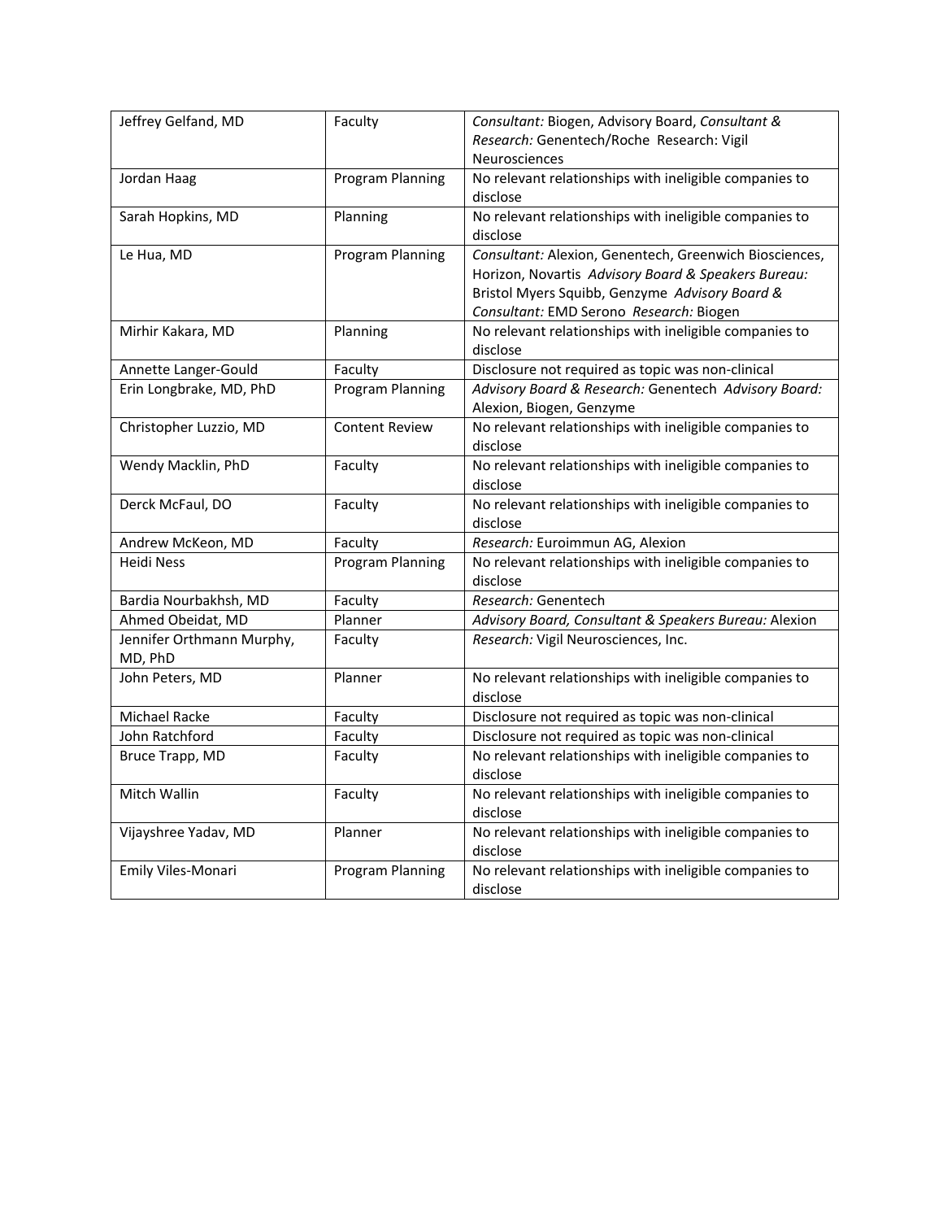| | | |
|---|---|---|
| Jeffrey Gelfand, MD | Faculty | *Consultant:* Biogen, Advisory Board, *Consultant & Research:* Genentech/Roche Research: Vigil Neurosciences |
| Jordan Haag | Program Planning | No relevant relationships with ineligible companies to disclose |
| Sarah Hopkins, MD | Planning | No relevant relationships with ineligible companies to disclose |
| Le Hua, MD | Program Planning | *Consultant:* Alexion, Genentech, Greenwich Biosciences, Horizon, Novartis *Advisory Board & Speakers Bureau:* Bristol Myers Squibb, Genzyme *Advisory Board & Consultant:* EMD Serono *Research:* Biogen |
| Mirhir Kakara, MD | Planning | No relevant relationships with ineligible companies to disclose |
| Annette Langer-Gould | Faculty | Disclosure not required as topic was non-clinical |
| Erin Longbrake, MD, PhD | Program Planning | *Advisory Board & Research:* Genentech *Advisory Board:* Alexion, Biogen, Genzyme |
| Christopher Luzzio, MD | Content Review | No relevant relationships with ineligible companies to disclose |
| Wendy Macklin, PhD | Faculty | No relevant relationships with ineligible companies to disclose |
| Derck McFaul, DO | Faculty | No relevant relationships with ineligible companies to disclose |
| Andrew McKeon, MD | Faculty | *Research:* Euroimmun AG, Alexion |
| Heidi Ness | Program Planning | No relevant relationships with ineligible companies to disclose |
| Bardia Nourbakhsh, MD | Faculty | *Research:* Genentech |
| Ahmed Obeidat, MD | Planner | *Advisory Board, Consultant & Speakers Bureau:* Alexion |
| Jennifer Orthmann Murphy, MD, PhD | Faculty | *Research:* Vigil Neurosciences, Inc. |
| John Peters, MD | Planner | No relevant relationships with ineligible companies to disclose |
| Michael Racke | Faculty | Disclosure not required as topic was non-clinical |
| John Ratchford | Faculty | Disclosure not required as topic was non-clinical |
| Bruce Trapp, MD | Faculty | No relevant relationships with ineligible companies to disclose |
| Mitch Wallin | Faculty | No relevant relationships with ineligible companies to disclose |
| Vijayshree Yadav, MD | Planner | No relevant relationships with ineligible companies to disclose |
| Emily Viles-Monari | Program Planning | No relevant relationships with ineligible companies to disclose |